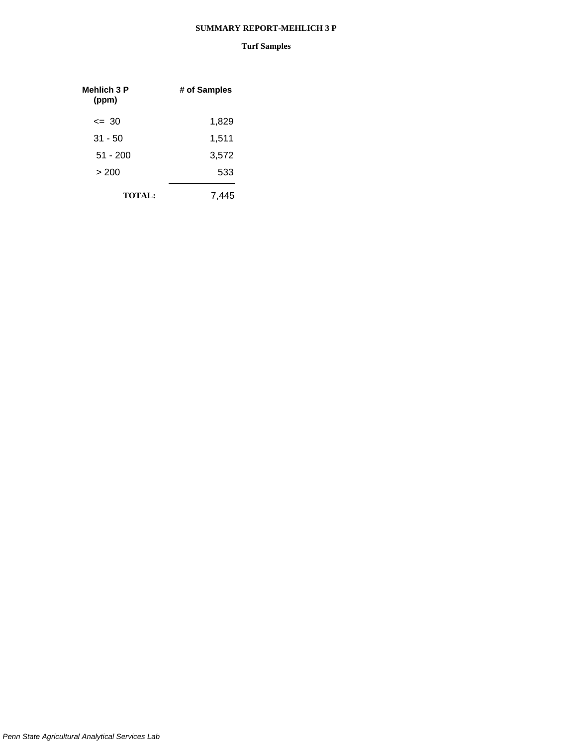# SUMMARY REPORT-MEHLICH 3 P

## Turf Samples

| Mehlich 3 P (ppm) | # of Samples |
|---|---|
| <= 30 | 1,829 |
| 31 - 50 | 1,511 |
| 51 - 200 | 3,572 |
| > 200 | 533 |
| **TOTAL:** | 7,445 |

*Penn State Agricultural Analytical Services Lab*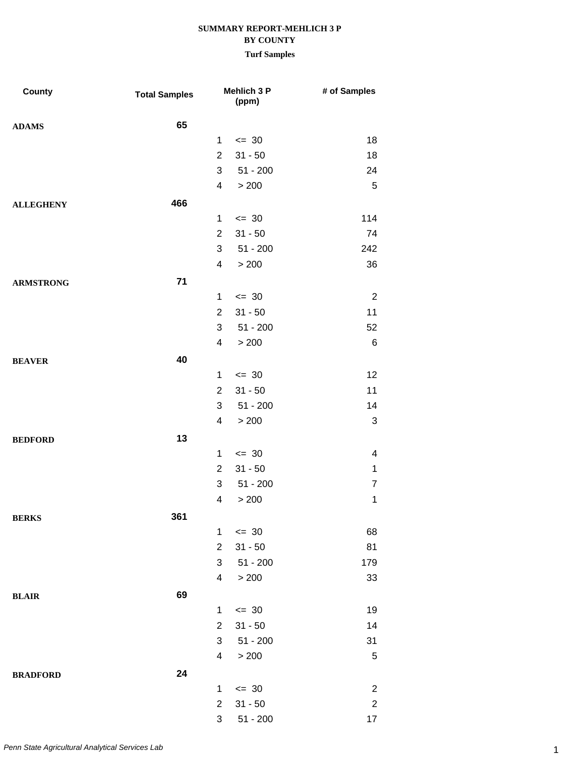**SUMMARY REPORT-MEHLICH 3 P**
**BY COUNTY**
**Turf Samples**

| County | Total Samples | Mehlich 3 P (ppm) | | # of Samples |
|---|---|---|---|---|
| **ADAMS** | **65** | | | |
| | | 1 | <= 30 | 18 |
| | | 2 | 31 - 50 | 18 |
| | | 3 | 51 - 200 | 24 |
| | | 4 | > 200 | 5 |
| **ALLEGHENY** | **466** | | | |
| | | 1 | <= 30 | 114 |
| | | 2 | 31 - 50 | 74 |
| | | 3 | 51 - 200 | 242 |
| | | 4 | > 200 | 36 |
| **ARMSTRONG** | **71** | | | |
| | | 1 | <= 30 | 2 |
| | | 2 | 31 - 50 | 11 |
| | | 3 | 51 - 200 | 52 |
| | | 4 | > 200 | 6 |
| **BEAVER** | **40** | | | |
| | | 1 | <= 30 | 12 |
| | | 2 | 31 - 50 | 11 |
| | | 3 | 51 - 200 | 14 |
| | | 4 | > 200 | 3 |
| **BEDFORD** | **13** | | | |
| | | 1 | <= 30 | 4 |
| | | 2 | 31 - 50 | 1 |
| | | 3 | 51 - 200 | 7 |
| | | 4 | > 200 | 1 |
| **BERKS** | **361** | | | |
| | | 1 | <= 30 | 68 |
| | | 2 | 31 - 50 | 81 |
| | | 3 | 51 - 200 | 179 |
| | | 4 | > 200 | 33 |
| **BLAIR** | **69** | | | |
| | | 1 | <= 30 | 19 |
| | | 2 | 31 - 50 | 14 |
| | | 3 | 51 - 200 | 31 |
| | | 4 | > 200 | 5 |
| **BRADFORD** | **24** | | | |
| | | 1 | <= 30 | 2 |
| | | 2 | 31 - 50 | 2 |
| | | 3 | 51 - 200 | 17 |

*Penn State Agricultural Analytical Services Lab*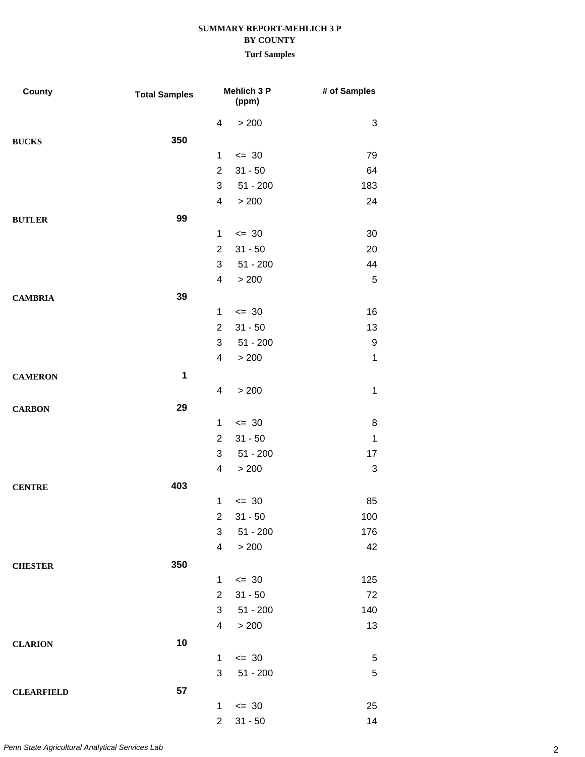**SUMMARY REPORT-MEHLICH 3 P**
**BY COUNTY**
**Turf Samples**

| County | Total Samples | Mehlich 3 P (ppm) | | # of Samples |
|---|---|---|---|---|
| | | 4 | > 200 | 3 |
| **BUCKS** | **350** | | | |
| | | 1 | <= 30 | 79 |
| | | 2 | 31 - 50 | 64 |
| | | 3 | 51 - 200 | 183 |
| | | 4 | > 200 | 24 |
| **BUTLER** | **99** | | | |
| | | 1 | <= 30 | 30 |
| | | 2 | 31 - 50 | 20 |
| | | 3 | 51 - 200 | 44 |
| | | 4 | > 200 | 5 |
| **CAMBRIA** | **39** | | | |
| | | 1 | <= 30 | 16 |
| | | 2 | 31 - 50 | 13 |
| | | 3 | 51 - 200 | 9 |
| | | 4 | > 200 | 1 |
| **CAMERON** | **1** | | | |
| | | 4 | > 200 | 1 |
| **CARBON** | **29** | | | |
| | | 1 | <= 30 | 8 |
| | | 2 | 31 - 50 | 1 |
| | | 3 | 51 - 200 | 17 |
| | | 4 | > 200 | 3 |
| **CENTRE** | **403** | | | |
| | | 1 | <= 30 | 85 |
| | | 2 | 31 - 50 | 100 |
| | | 3 | 51 - 200 | 176 |
| | | 4 | > 200 | 42 |
| **CHESTER** | **350** | | | |
| | | 1 | <= 30 | 125 |
| | | 2 | 31 - 50 | 72 |
| | | 3 | 51 - 200 | 140 |
| | | 4 | > 200 | 13 |
| **CLARION** | **10** | | | |
| | | 1 | <= 30 | 5 |
| | | 3 | 51 - 200 | 5 |
| **CLEARFIELD** | **57** | | | |
| | | 1 | <= 30 | 25 |
| | | 2 | 31 - 50 | 14 |

*Penn State Agricultural Analytical Services Lab*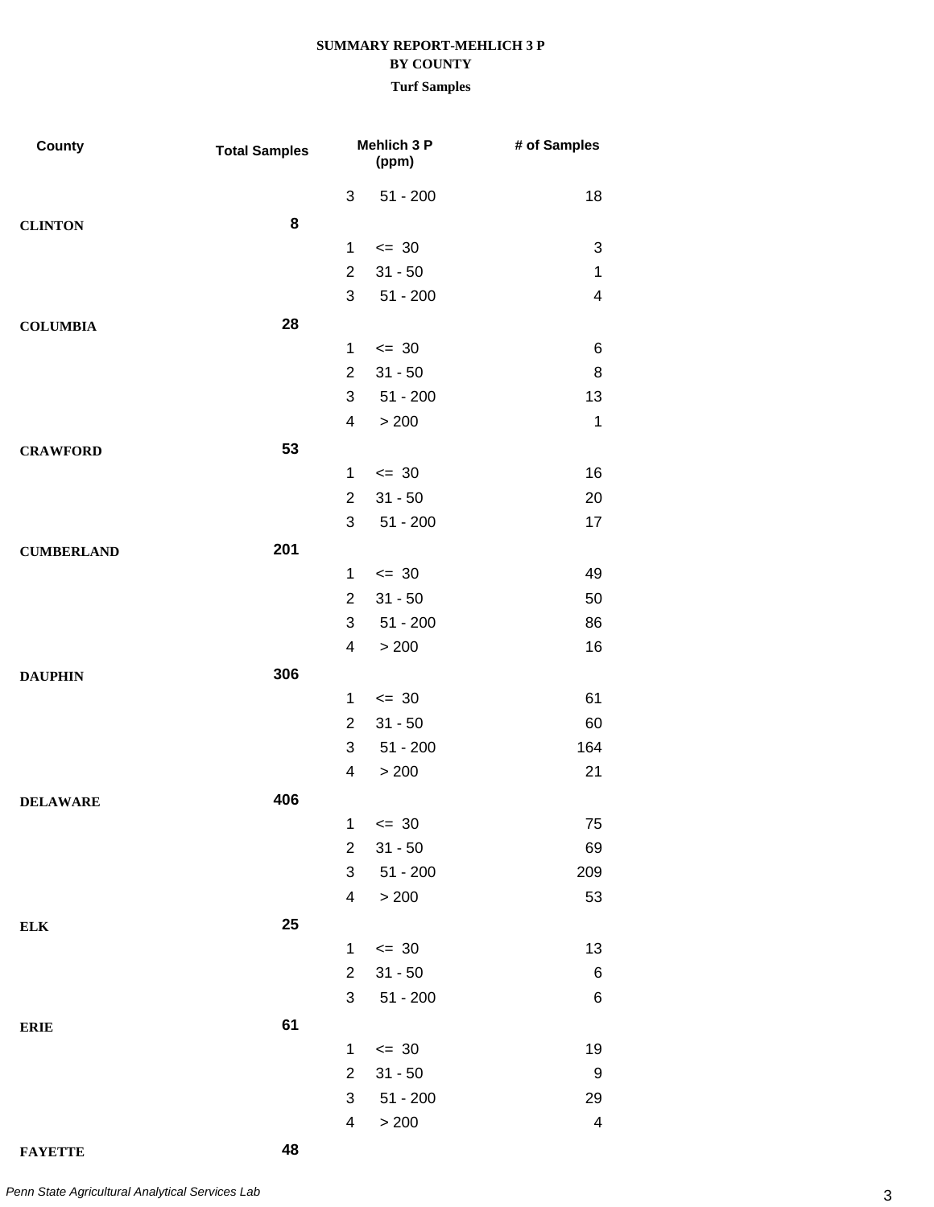**SUMMARY REPORT-MEHLICH 3 P**
**BY COUNTY**
**Turf Samples**

| County | Total Samples | Mehlich 3 P (ppm) | | # of Samples |
|---|---|---|---|---|
| | | 3 | 51 - 200 | 18 |
| **CLINTON** | **8** | | | |
| | | 1 | <= 30 | 3 |
| | | 2 | 31 - 50 | 1 |
| | | 3 | 51 - 200 | 4 |
| **COLUMBIA** | **28** | | | |
| | | 1 | <= 30 | 6 |
| | | 2 | 31 - 50 | 8 |
| | | 3 | 51 - 200 | 13 |
| | | 4 | > 200 | 1 |
| **CRAWFORD** | **53** | | | |
| | | 1 | <= 30 | 16 |
| | | 2 | 31 - 50 | 20 |
| | | 3 | 51 - 200 | 17 |
| **CUMBERLAND** | **201** | | | |
| | | 1 | <= 30 | 49 |
| | | 2 | 31 - 50 | 50 |
| | | 3 | 51 - 200 | 86 |
| | | 4 | > 200 | 16 |
| **DAUPHIN** | **306** | | | |
| | | 1 | <= 30 | 61 |
| | | 2 | 31 - 50 | 60 |
| | | 3 | 51 - 200 | 164 |
| | | 4 | > 200 | 21 |
| **DELAWARE** | **406** | | | |
| | | 1 | <= 30 | 75 |
| | | 2 | 31 - 50 | 69 |
| | | 3 | 51 - 200 | 209 |
| | | 4 | > 200 | 53 |
| **ELK** | **25** | | | |
| | | 1 | <= 30 | 13 |
| | | 2 | 31 - 50 | 6 |
| | | 3 | 51 - 200 | 6 |
| **ERIE** | **61** | | | |
| | | 1 | <= 30 | 19 |
| | | 2 | 31 - 50 | 9 |
| | | 3 | 51 - 200 | 29 |
| | | 4 | > 200 | 4 |
| **FAYETTE** | **48** | | | |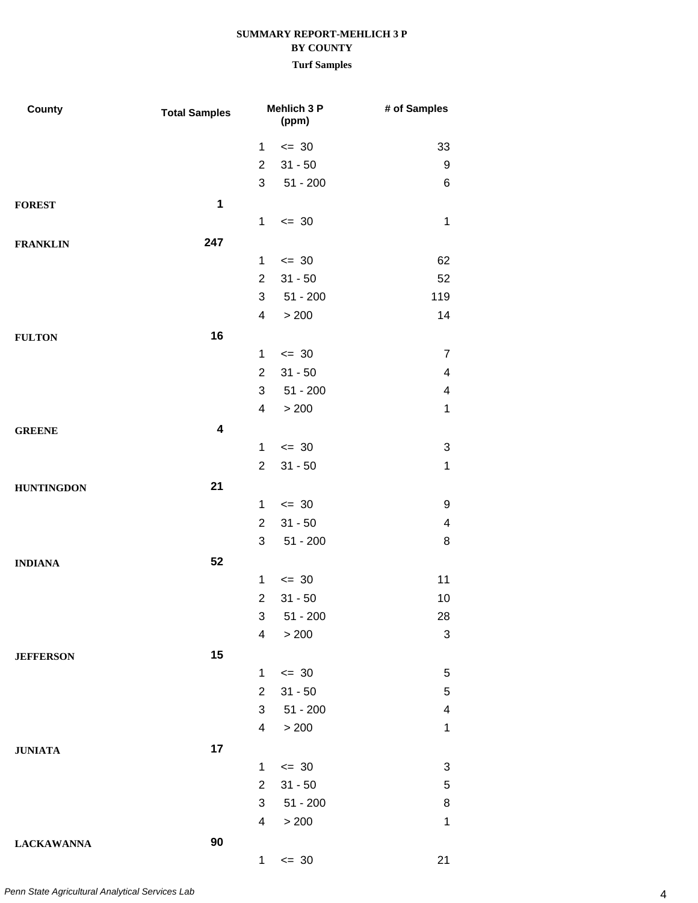**SUMMARY REPORT-MEHLICH 3 P**
**BY COUNTY**
**Turf Samples**

| County | Total Samples | Mehlich 3 P (ppm) | | # of Samples |
|---|---|---|---|---|
| | | 1 | <= 30 | 33 |
| | | 2 | 31 - 50 | 9 |
| | | 3 | 51 - 200 | 6 |
| **FOREST** | **1** | | | |
| | | 1 | <= 30 | 1 |
| **FRANKLIN** | **247** | | | |
| | | 1 | <= 30 | 62 |
| | | 2 | 31 - 50 | 52 |
| | | 3 | 51 - 200 | 119 |
| | | 4 | > 200 | 14 |
| **FULTON** | **16** | | | |
| | | 1 | <= 30 | 7 |
| | | 2 | 31 - 50 | 4 |
| | | 3 | 51 - 200 | 4 |
| | | 4 | > 200 | 1 |
| **GREENE** | **4** | | | |
| | | 1 | <= 30 | 3 |
| | | 2 | 31 - 50 | 1 |
| **HUNTINGDON** | **21** | | | |
| | | 1 | <= 30 | 9 |
| | | 2 | 31 - 50 | 4 |
| | | 3 | 51 - 200 | 8 |
| **INDIANA** | **52** | | | |
| | | 1 | <= 30 | 11 |
| | | 2 | 31 - 50 | 10 |
| | | 3 | 51 - 200 | 28 |
| | | 4 | > 200 | 3 |
| **JEFFERSON** | **15** | | | |
| | | 1 | <= 30 | 5 |
| | | 2 | 31 - 50 | 5 |
| | | 3 | 51 - 200 | 4 |
| | | 4 | > 200 | 1 |
| **JUNIATA** | **17** | | | |
| | | 1 | <= 30 | 3 |
| | | 2 | 31 - 50 | 5 |
| | | 3 | 51 - 200 | 8 |
| | | 4 | > 200 | 1 |
| **LACKAWANNA** | **90** | | | |
| | | 1 | <= 30 | 21 |

*Penn State Agricultural Analytical Services Lab*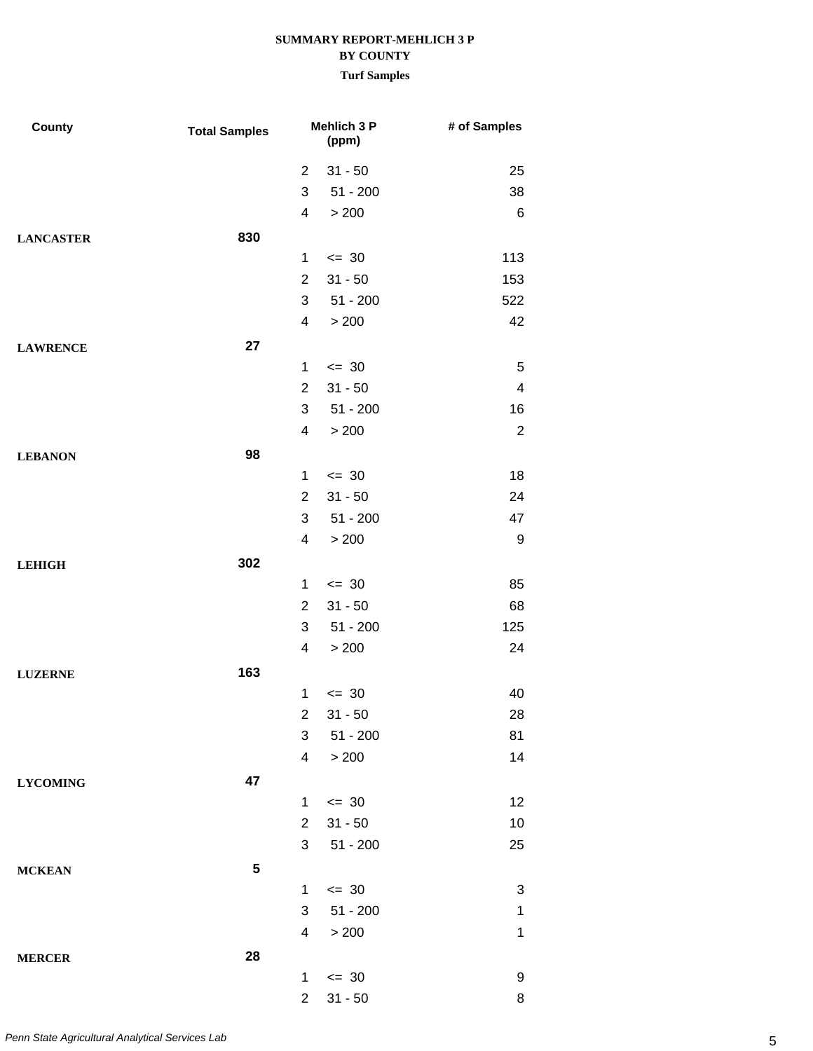**SUMMARY REPORT-MEHLICH 3 P**
**BY COUNTY**
**Turf Samples**

| County | Total Samples | Mehlich 3 P (ppm) | | # of Samples |
|---|---|---|---|---|
| | | 2 | 31 - 50 | 25 |
| | | 3 | 51 - 200 | 38 |
| | | 4 | > 200 | 6 |
| **LANCASTER** | **830** | | | |
| | | 1 | <= 30 | 113 |
| | | 2 | 31 - 50 | 153 |
| | | 3 | 51 - 200 | 522 |
| | | 4 | > 200 | 42 |
| **LAWRENCE** | **27** | | | |
| | | 1 | <= 30 | 5 |
| | | 2 | 31 - 50 | 4 |
| | | 3 | 51 - 200 | 16 |
| | | 4 | > 200 | 2 |
| **LEBANON** | **98** | | | |
| | | 1 | <= 30 | 18 |
| | | 2 | 31 - 50 | 24 |
| | | 3 | 51 - 200 | 47 |
| | | 4 | > 200 | 9 |
| **LEHIGH** | **302** | | | |
| | | 1 | <= 30 | 85 |
| | | 2 | 31 - 50 | 68 |
| | | 3 | 51 - 200 | 125 |
| | | 4 | > 200 | 24 |
| **LUZERNE** | **163** | | | |
| | | 1 | <= 30 | 40 |
| | | 2 | 31 - 50 | 28 |
| | | 3 | 51 - 200 | 81 |
| | | 4 | > 200 | 14 |
| **LYCOMING** | **47** | | | |
| | | 1 | <= 30 | 12 |
| | | 2 | 31 - 50 | 10 |
| | | 3 | 51 - 200 | 25 |
| **MCKEAN** | **5** | | | |
| | | 1 | <= 30 | 3 |
| | | 3 | 51 - 200 | 1 |
| | | 4 | > 200 | 1 |
| **MERCER** | **28** | | | |
| | | 1 | <= 30 | 9 |
| | | 2 | 31 - 50 | 8 |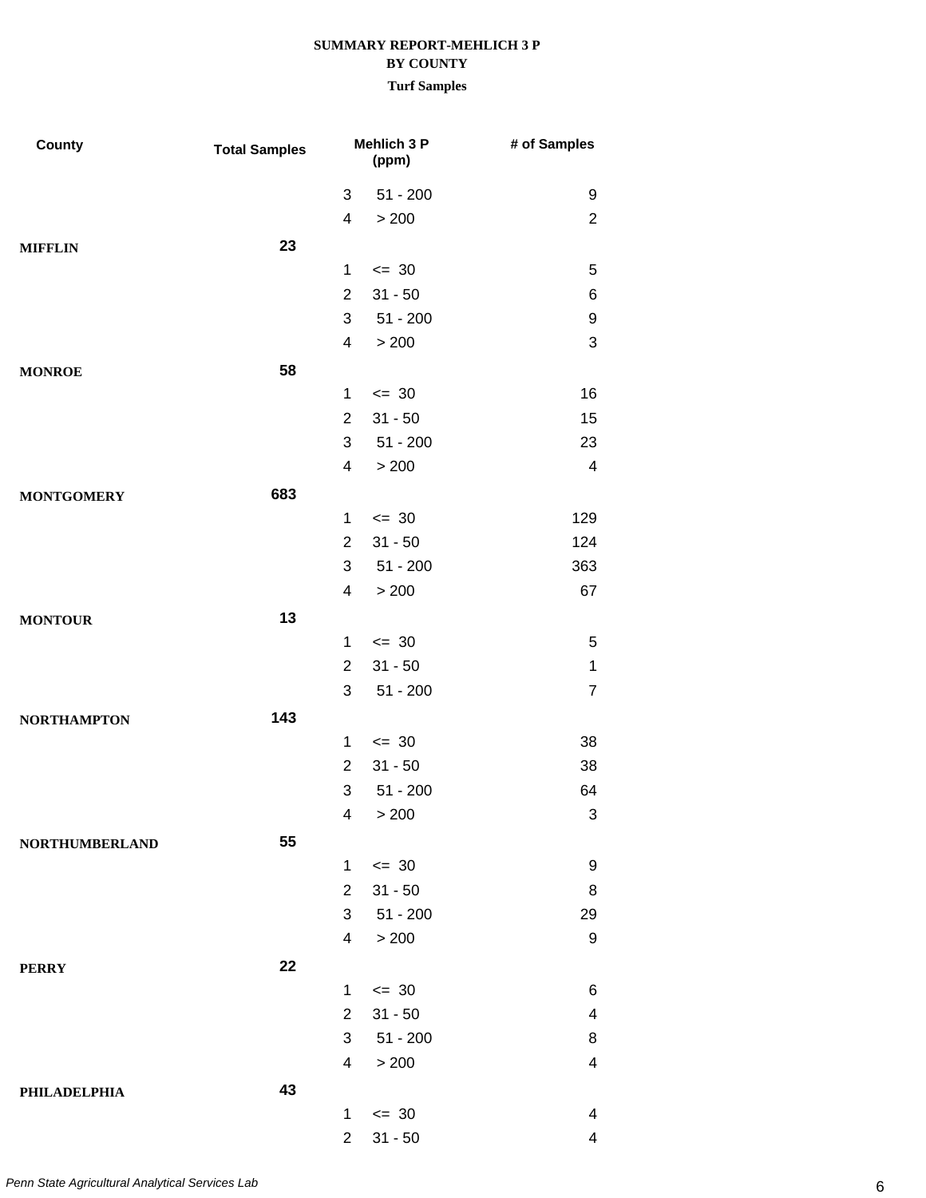**SUMMARY REPORT-MEHLICH 3 P**
**BY COUNTY**
**Turf Samples**

| County | Total Samples | Mehlich 3 P (ppm) | | # of Samples |
|---|---|---|---|---|
| | | 3 | 51 - 200 | 9 |
| | | 4 | > 200 | 2 |
| **MIFFLIN** | **23** | | | |
| | | 1 | <= 30 | 5 |
| | | 2 | 31 - 50 | 6 |
| | | 3 | 51 - 200 | 9 |
| | | 4 | > 200 | 3 |
| **MONROE** | **58** | | | |
| | | 1 | <= 30 | 16 |
| | | 2 | 31 - 50 | 15 |
| | | 3 | 51 - 200 | 23 |
| | | 4 | > 200 | 4 |
| **MONTGOMERY** | **683** | | | |
| | | 1 | <= 30 | 129 |
| | | 2 | 31 - 50 | 124 |
| | | 3 | 51 - 200 | 363 |
| | | 4 | > 200 | 67 |
| **MONTOUR** | **13** | | | |
| | | 1 | <= 30 | 5 |
| | | 2 | 31 - 50 | 1 |
| | | 3 | 51 - 200 | 7 |
| **NORTHAMPTON** | **143** | | | |
| | | 1 | <= 30 | 38 |
| | | 2 | 31 - 50 | 38 |
| | | 3 | 51 - 200 | 64 |
| | | 4 | > 200 | 3 |
| **NORTHUMBERLAND** | **55** | | | |
| | | 1 | <= 30 | 9 |
| | | 2 | 31 - 50 | 8 |
| | | 3 | 51 - 200 | 29 |
| | | 4 | > 200 | 9 |
| **PERRY** | **22** | | | |
| | | 1 | <= 30 | 6 |
| | | 2 | 31 - 50 | 4 |
| | | 3 | 51 - 200 | 8 |
| | | 4 | > 200 | 4 |
| **PHILADELPHIA** | **43** | | | |
| | | 1 | <= 30 | 4 |
| | | 2 | 31 - 50 | 4 |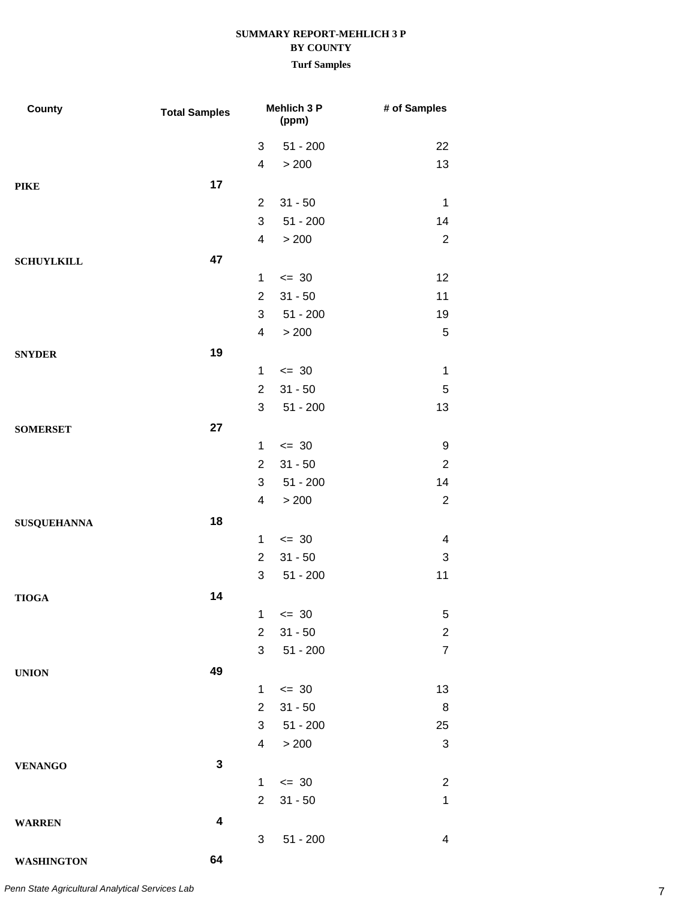**SUMMARY REPORT-MEHLICH 3 P**
**BY COUNTY**
**Turf Samples**

| County | Total Samples | Mehlich 3 P (ppm) | | # of Samples |
|---|---|---|---|---|
| | | 3 | 51 - 200 | 22 |
| | | 4 | > 200 | 13 |
| **PIKE** | **17** | | | |
| | | 2 | 31 - 50 | 1 |
| | | 3 | 51 - 200 | 14 |
| | | 4 | > 200 | 2 |
| **SCHUYLKILL** | **47** | | | |
| | | 1 | <= 30 | 12 |
| | | 2 | 31 - 50 | 11 |
| | | 3 | 51 - 200 | 19 |
| | | 4 | > 200 | 5 |
| **SNYDER** | **19** | | | |
| | | 1 | <= 30 | 1 |
| | | 2 | 31 - 50 | 5 |
| | | 3 | 51 - 200 | 13 |
| **SOMERSET** | **27** | | | |
| | | 1 | <= 30 | 9 |
| | | 2 | 31 - 50 | 2 |
| | | 3 | 51 - 200 | 14 |
| | | 4 | > 200 | 2 |
| **SUSQUEHANNA** | **18** | | | |
| | | 1 | <= 30 | 4 |
| | | 2 | 31 - 50 | 3 |
| | | 3 | 51 - 200 | 11 |
| **TIOGA** | **14** | | | |
| | | 1 | <= 30 | 5 |
| | | 2 | 31 - 50 | 2 |
| | | 3 | 51 - 200 | 7 |
| **UNION** | **49** | | | |
| | | 1 | <= 30 | 13 |
| | | 2 | 31 - 50 | 8 |
| | | 3 | 51 - 200 | 25 |
| | | 4 | > 200 | 3 |
| **VENANGO** | **3** | | | |
| | | 1 | <= 30 | 2 |
| | | 2 | 31 - 50 | 1 |
| **WARREN** | **4** | | | |
| | | 3 | 51 - 200 | 4 |
| **WASHINGTON** | **64** | | | |

*Penn State Agricultural Analytical Services Lab*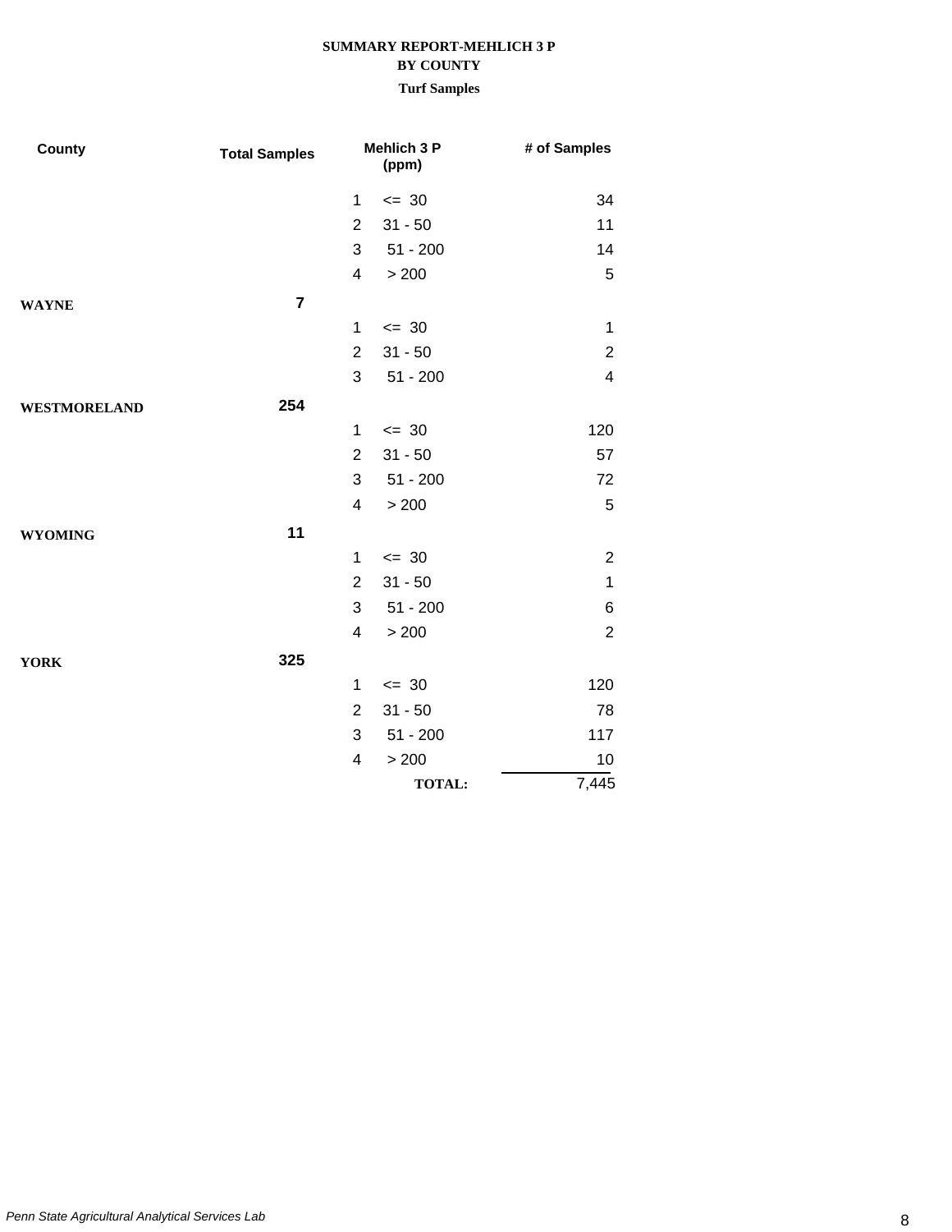**SUMMARY REPORT-MEHLICH 3 P**
**BY COUNTY**
**Turf Samples**

| County | Total Samples | Mehlich 3 P (ppm) | | # of Samples |
|---|---|---|---|---|
| | | 1 | <= 30 | 34 |
| | | 2 | 31 - 50 | 11 |
| | | 3 | 51 - 200 | 14 |
| | | 4 | > 200 | 5 |
| **WAYNE** | **7** | | | |
| | | 1 | <= 30 | 1 |
| | | 2 | 31 - 50 | 2 |
| | | 3 | 51 - 200 | 4 |
| **WESTMORELAND** | **254** | | | |
| | | 1 | <= 30 | 120 |
| | | 2 | 31 - 50 | 57 |
| | | 3 | 51 - 200 | 72 |
| | | 4 | > 200 | 5 |
| **WYOMING** | **11** | | | |
| | | 1 | <= 30 | 2 |
| | | 2 | 31 - 50 | 1 |
| | | 3 | 51 - 200 | 6 |
| | | 4 | > 200 | 2 |
| **YORK** | **325** | | | |
| | | 1 | <= 30 | 120 |
| | | 2 | 31 - 50 | 78 |
| | | 3 | 51 - 200 | 117 |
| | | 4 | > 200 | 10 |
| | | | **TOTAL:** | 7,445 |

*Penn State Agricultural Analytical Services Lab*